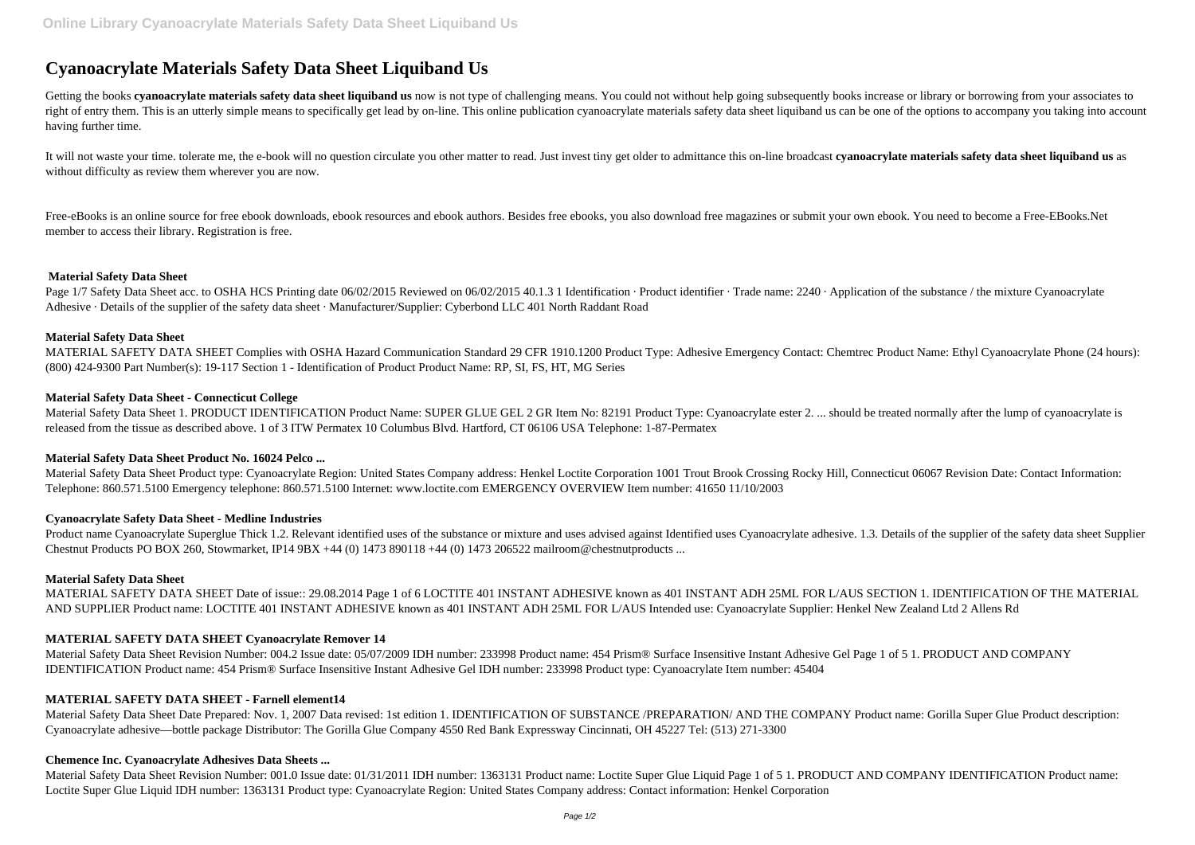# Cyanoacrylate Materials Safety Data Sheet Liquiband Us

Getting the books **cyanoacrylate materials safety data sheet liquiband us** now is not type of challenging means. You could not without help going subsequently books increase or library or borrowing from your associates to right of entry them. This is an utterly simple means to specifically get lead by on-line. This online publication cyanoacrylate materials safety data sheet liquiband us can be one of the options to accompany you taking into account having further time.

It will not waste your time. tolerate me, the e-book will no question circulate you other matter to read. Just invest tiny get older to admittance this on-line broadcast **cyanoacrylate materials safety data sheet liquiband us** as without difficulty as review them wherever you are now.

Free-eBooks is an online source for free ebook downloads, ebook resources and ebook authors. Besides free ebooks, you also download free magazines or submit your own ebook. You need to become a Free-EBooks.Net member to access their library. Registration is free.

### Material Safety Data Sheet

Page 1/7 Safety Data Sheet acc. to OSHA HCS Printing date 06/02/2015 Reviewed on 06/02/2015 40.1.3 1 Identification · Product identifier · Trade name: 2240 · Application of the substance / the mixture Cyanoacrylate Adhesive · Details of the supplier of the safety data sheet · Manufacturer/Supplier: Cyberbond LLC 401 North Raddant Road

### Material Safety Data Sheet

MATERIAL SAFETY DATA SHEET Complies with OSHA Hazard Communication Standard 29 CFR 1910.1200 Product Type: Adhesive Emergency Contact: Chemtrec Product Name: Ethyl Cyanoacrylate Phone (24 hours): (800) 424-9300 Part Number(s): 19-117 Section 1 - Identification of Product Product Name: RP, SI, FS, HT, MG Series

### Material Safety Data Sheet - Connecticut College

Material Safety Data Sheet 1. PRODUCT IDENTIFICATION Product Name: SUPER GLUE GEL 2 GR Item No: 82191 Product Type: Cyanoacrylate ester 2. ... should be treated normally after the lump of cyanoacrylate is released from the tissue as described above. 1 of 3 ITW Permatex 10 Columbus Blvd. Hartford, CT 06106 USA Telephone: 1-87-Permatex

### Material Safety Data Sheet Product No. 16024 Pelco ...

Material Safety Data Sheet Product type: Cyanoacrylate Region: United States Company address: Henkel Loctite Corporation 1001 Trout Brook Crossing Rocky Hill, Connecticut 06067 Revision Date: Contact Information: Telephone: 860.571.5100 Emergency telephone: 860.571.5100 Internet: www.loctite.com EMERGENCY OVERVIEW Item number: 41650 11/10/2003

### Cyanoacrylate Safety Data Sheet - Medline Industries

Product name Cyanoacrylate Superglue Thick 1.2. Relevant identified uses of the substance or mixture and uses advised against Identified uses Cyanoacrylate adhesive. 1.3. Details of the supplier of the safety data sheet Supplier Chestnut Products PO BOX 260, Stowmarket, IP14 9BX +44 (0) 1473 890118 +44 (0) 1473 206522 mailroom@chestnutproducts ...

### Material Safety Data Sheet

MATERIAL SAFETY DATA SHEET Date of issue:: 29.08.2014 Page 1 of 6 LOCTITE 401 INSTANT ADHESIVE known as 401 INSTANT ADH 25ML FOR L/AUS SECTION 1. IDENTIFICATION OF THE MATERIAL AND SUPPLIER Product name: LOCTITE 401 INSTANT ADHESIVE known as 401 INSTANT ADH 25ML FOR L/AUS Intended use: Cyanoacrylate Supplier: Henkel New Zealand Ltd 2 Allens Rd

### MATERIAL SAFETY DATA SHEET Cyanoacrylate Remover 14

Material Safety Data Sheet Revision Number: 004.2 Issue date: 05/07/2009 IDH number: 233998 Product name: 454 Prism® Surface Insensitive Instant Adhesive Gel Page 1 of 5 1. PRODUCT AND COMPANY IDENTIFICATION Product name: 454 Prism® Surface Insensitive Instant Adhesive Gel IDH number: 233998 Product type: Cyanoacrylate Item number: 45404

### MATERIAL SAFETY DATA SHEET - Farnell element14

Material Safety Data Sheet Date Prepared: Nov. 1, 2007 Data revised: 1st edition 1. IDENTIFICATION OF SUBSTANCE /PREPARATION/ AND THE COMPANY Product name: Gorilla Super Glue Product description: Cyanoacrylate adhesive—bottle package Distributor: The Gorilla Glue Company 4550 Red Bank Expressway Cincinnati, OH 45227 Tel: (513) 271-3300

### Chemence Inc. Cyanoacrylate Adhesives Data Sheets ...

Material Safety Data Sheet Revision Number: 001.0 Issue date: 01/31/2011 IDH number: 1363131 Product name: Loctite Super Glue Liquid Page 1 of 5 1. PRODUCT AND COMPANY IDENTIFICATION Product name: Loctite Super Glue Liquid IDH number: 1363131 Product type: Cyanoacrylate Region: United States Company address: Contact information: Henkel Corporation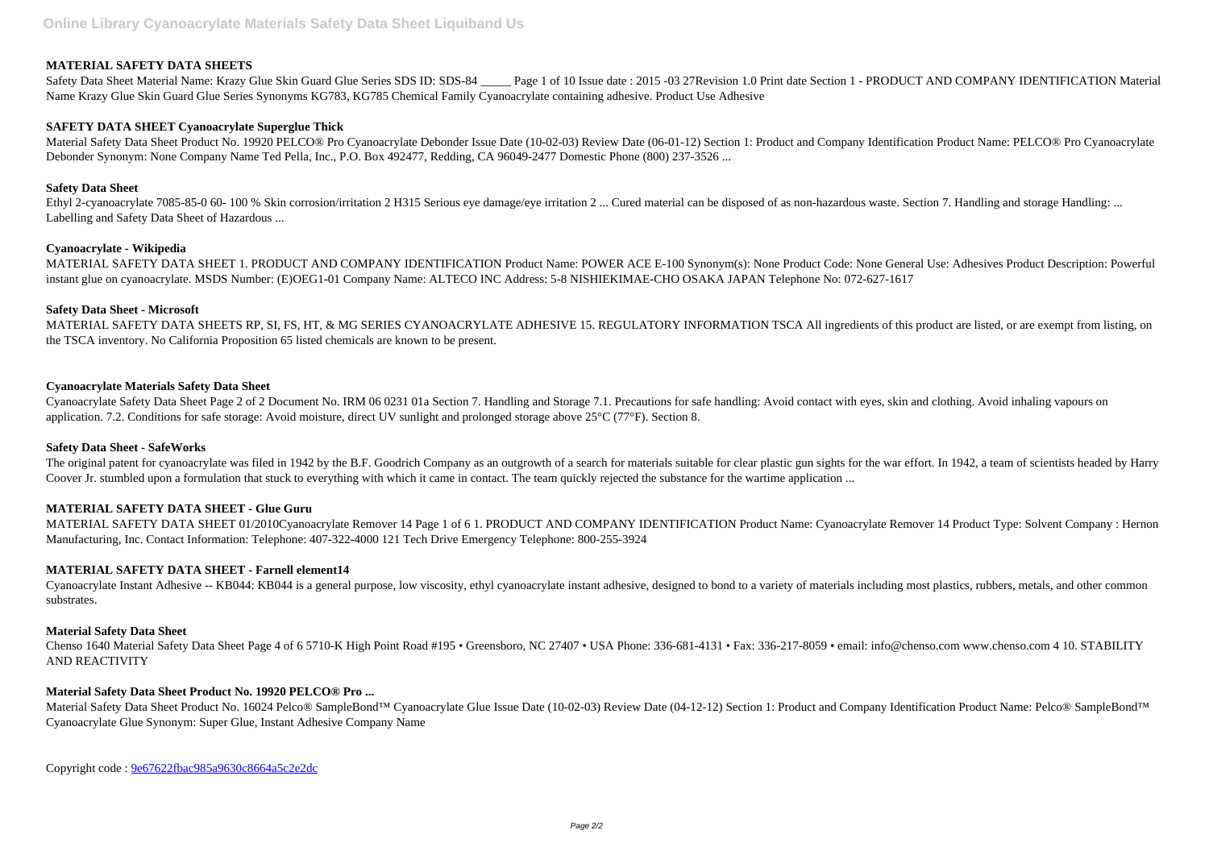## MATERIAL SAFETY DATA SHEETS

Safety Data Sheet Material Name: Krazy Glue Skin Guard Glue Series SDS ID: SDS-84 _____ Page 1 of 10 Issue date : 2015 -03 27Revision 1.0 Print date Section 1 - PRODUCT AND COMPANY IDENTIFICATION Material Name Krazy Glue Skin Guard Glue Series Synonyms KG783, KG785 Chemical Family Cyanoacrylate containing adhesive. Product Use Adhesive

## SAFETY DATA SHEET Cyanoacrylate Superglue Thick

Material Safety Data Sheet Product No. 19920 PELCO® Pro Cyanoacrylate Debonder Issue Date (10-02-03) Review Date (06-01-12) Section 1: Product and Company Identification Product Name: PELCO® Pro Cyanoacrylate Debonder Synonym: None Company Name Ted Pella, Inc., P.O. Box 492477, Redding, CA 96049-2477 Domestic Phone (800) 237-3526 ...

## Safety Data Sheet

Ethyl 2-cyanoacrylate 7085-85-0 60- 100 % Skin corrosion/irritation 2 H315 Serious eye damage/eye irritation 2 ... Cured material can be disposed of as non-hazardous waste. Section 7. Handling and storage Handling: ... Labelling and Safety Data Sheet of Hazardous ...

## Cyanoacrylate - Wikipedia

MATERIAL SAFETY DATA SHEET 1. PRODUCT AND COMPANY IDENTIFICATION Product Name: POWER ACE E-100 Synonym(s): None Product Code: None General Use: Adhesives Product Description: Powerful instant glue on cyanoacrylate. MSDS Number: (E)OEG1-01 Company Name: ALTECO INC Address: 5-8 NISHIEKIMAE-CHO OSAKA JAPAN Telephone No: 072-627-1617

## Safety Data Sheet - Microsoft

MATERIAL SAFETY DATA SHEETS RP, SI, FS, HT, & MG SERIES CYANOACRYLATE ADHESIVE 15. REGULATORY INFORMATION TSCA All ingredients of this product are listed, or are exempt from listing, on the TSCA inventory. No California Proposition 65 listed chemicals are known to be present.

## Cyanoacrylate Materials Safety Data Sheet

Cyanoacrylate Safety Data Sheet Page 2 of 2 Document No. IRM 06 0231 01a Section 7. Handling and Storage 7.1. Precautions for safe handling: Avoid contact with eyes, skin and clothing. Avoid inhaling vapours on application. 7.2. Conditions for safe storage: Avoid moisture, direct UV sunlight and prolonged storage above 25°C (77°F). Section 8.

## Safety Data Sheet - SafeWorks

The original patent for cyanoacrylate was filed in 1942 by the B.F. Goodrich Company as an outgrowth of a search for materials suitable for clear plastic gun sights for the war effort. In 1942, a team of scientists headed by Harry Coover Jr. stumbled upon a formulation that stuck to everything with which it came in contact. The team quickly rejected the substance for the wartime application ...

## MATERIAL SAFETY DATA SHEET - Glue Guru

MATERIAL SAFETY DATA SHEET 01/2010Cyanoacrylate Remover 14 Page 1 of 6 1. PRODUCT AND COMPANY IDENTIFICATION Product Name: Cyanoacrylate Remover 14 Product Type: Solvent Company : Hernon Manufacturing, Inc. Contact Information: Telephone: 407-322-4000 121 Tech Drive Emergency Telephone: 800-255-3924

## MATERIAL SAFETY DATA SHEET - Farnell element14

Cyanoacrylate Instant Adhesive -- KB044: KB044 is a general purpose, low viscosity, ethyl cyanoacrylate instant adhesive, designed to bond to a variety of materials including most plastics, rubbers, metals, and other common substrates.

## Material Safety Data Sheet

Chenso 1640 Material Safety Data Sheet Page 4 of 6 5710-K High Point Road #195 • Greensboro, NC 27407 • USA Phone: 336-681-4131 • Fax: 336-217-8059 • email: info@chenso.com www.chenso.com 4 10. STABILITY AND REACTIVITY

## Material Safety Data Sheet Product No. 19920 PELCO® Pro ...

Material Safety Data Sheet Product No. 16024 Pelco® SampleBond™ Cyanoacrylate Glue Issue Date (10-02-03) Review Date (04-12-12) Section 1: Product and Company Identification Product Name: Pelco® SampleBond™ Cyanoacrylate Glue Synonym: Super Glue, Instant Adhesive Company Name

Copyright code : 9e67622fbac985a9630c8664a5c2e2dc